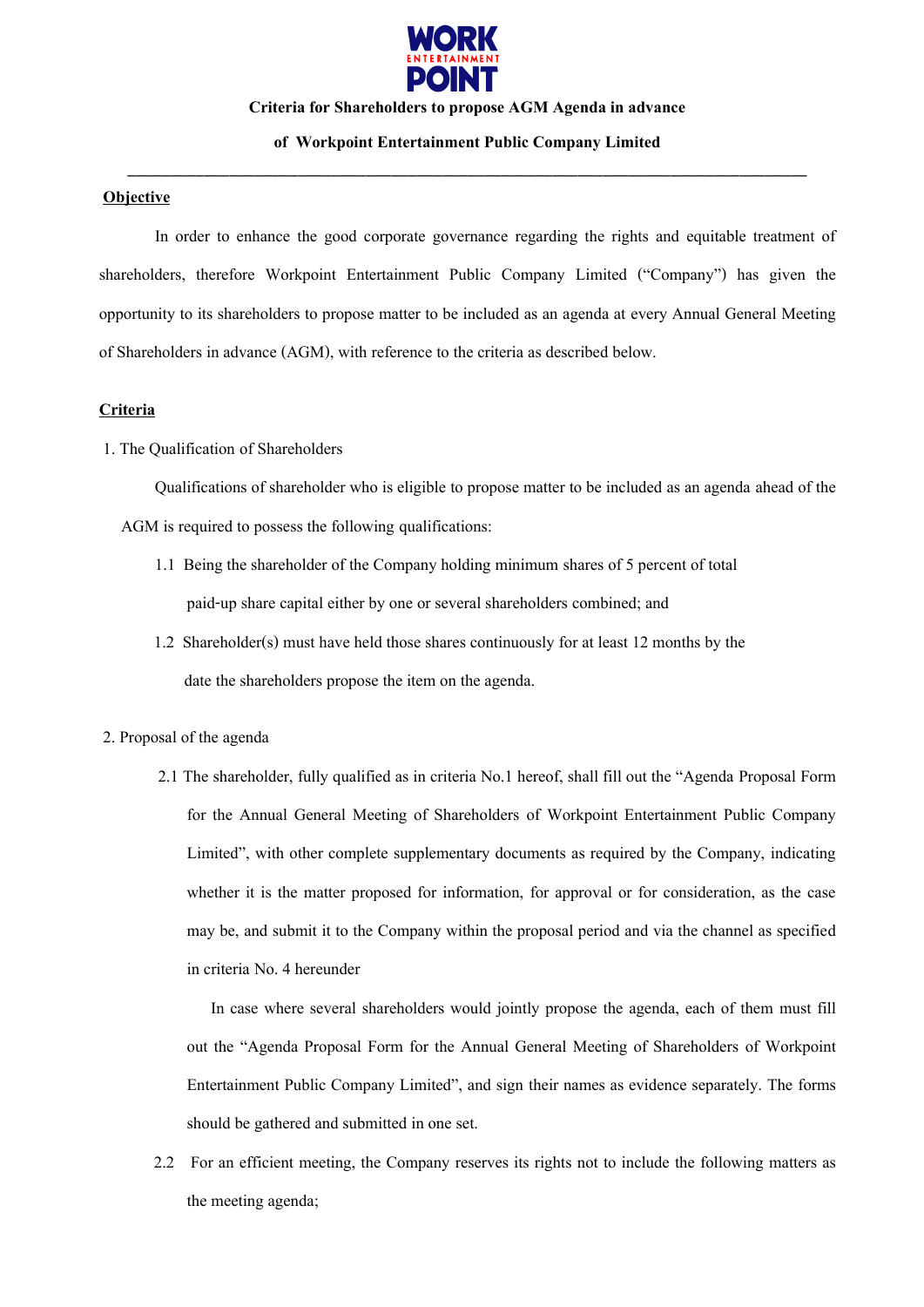**Criteria for Shareholders to propose AGM Agenda in advance**

**of Workpoint Entertainment Public Company Limited**

---

**Objective**

In order to enhance the good corporate governance regarding the rights and equitable treatment of shareholders, therefore Workpoint Entertainment Public Company Limited ("Company") has given the opportunity to its shareholders to propose matter to be included as an agenda at every Annual General Meeting of Shareholders in advance (AGM), with reference to the criteria as described below.

**Criteria**

1. The Qualification of Shareholders

Qualifications of shareholder who is eligible to propose matter to be included as an agenda ahead of the AGM is required to possess the following qualifications:

1.1 Being the shareholder of the Company holding minimum shares of 5 percent of total paid-up share capital either by one or several shareholders combined; and

1.2 Shareholder(s) must have held those shares continuously for at least 12 months by the date the shareholders propose the item on the agenda.

2. Proposal of the agenda

2.1 The shareholder, fully qualified as in criteria No.1 hereof, shall fill out the "Agenda Proposal Form for the Annual General Meeting of Shareholders of Workpoint Entertainment Public Company Limited", with other complete supplementary documents as required by the Company, indicating whether it is the matter proposed for information, for approval or for consideration, as the case may be, and submit it to the Company within the proposal period and via the channel as specified in criteria No. 4 hereunder

In case where several shareholders would jointly propose the agenda, each of them must fill out the "Agenda Proposal Form for the Annual General Meeting of Shareholders of Workpoint Entertainment Public Company Limited", and sign their names as evidence separately. The forms should be gathered and submitted in one set.

2.2 For an efficient meeting, the Company reserves its rights not to include the following matters as the meeting agenda;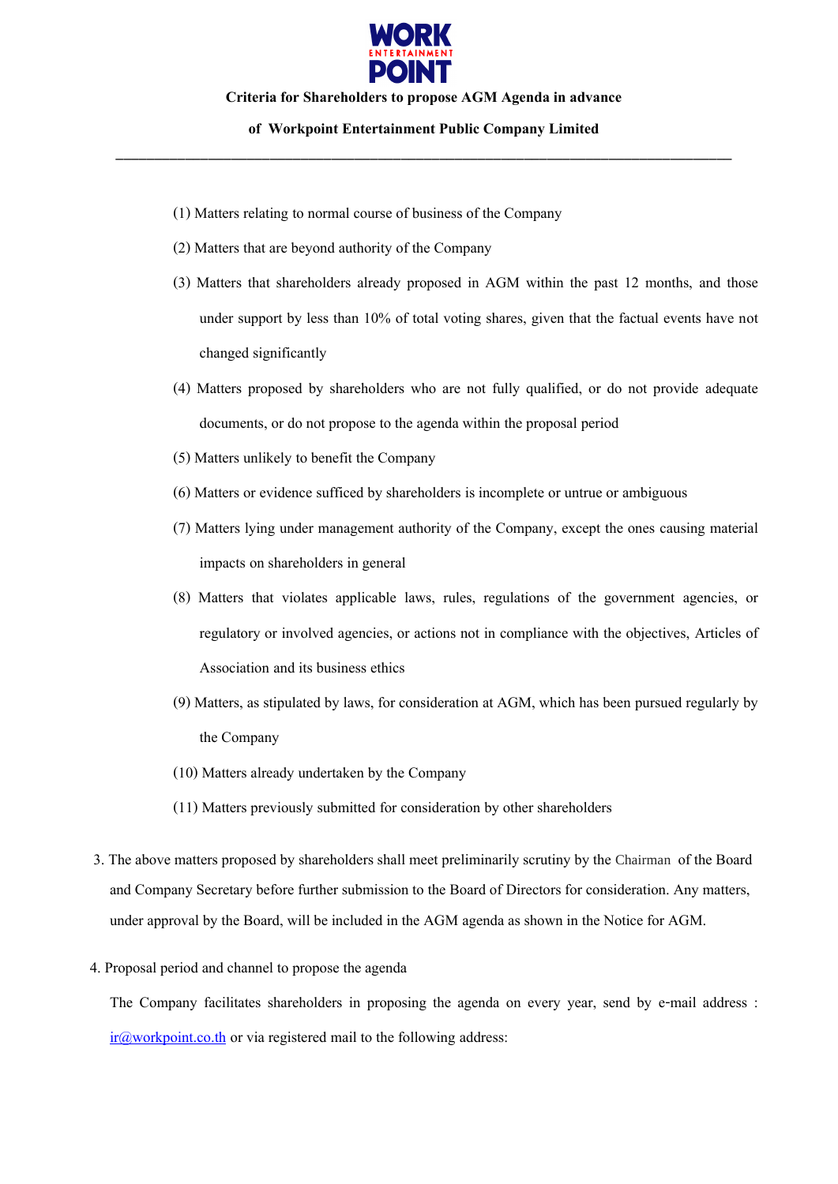**Criteria for Shareholders to propose AGM Agenda in advance**

**of Workpoint Entertainment Public Company Limited**

---

(1) Matters relating to normal course of business of the Company

(2) Matters that are beyond authority of the Company

(3) Matters that shareholders already proposed in AGM within the past 12 months, and those under support by less than 10% of total voting shares, given that the factual events have not changed significantly

(4) Matters proposed by shareholders who are not fully qualified, or do not provide adequate documents, or do not propose to the agenda within the proposal period

(5) Matters unlikely to benefit the Company

(6) Matters or evidence sufficed by shareholders is incomplete or untrue or ambiguous

(7) Matters lying under management authority of the Company, except the ones causing material impacts on shareholders in general

(8) Matters that violates applicable laws, rules, regulations of the government agencies, or regulatory or involved agencies, or actions not in compliance with the objectives, Articles of Association and its business ethics

(9) Matters, as stipulated by laws, for consideration at AGM, which has been pursued regularly by the Company

(10) Matters already undertaken by the Company

(11) Matters previously submitted for consideration by other shareholders

3. The above matters proposed by shareholders shall meet preliminarily scrutiny by the Chairman of the Board and Company Secretary before further submission to the Board of Directors for consideration. Any matters, under approval by the Board, will be included in the AGM agenda as shown in the Notice for AGM.

4. Proposal period and channel to propose the agenda

The Company facilitates shareholders in proposing the agenda on every year, send by e-mail address : ir@workpoint.co.th or via registered mail to the following address: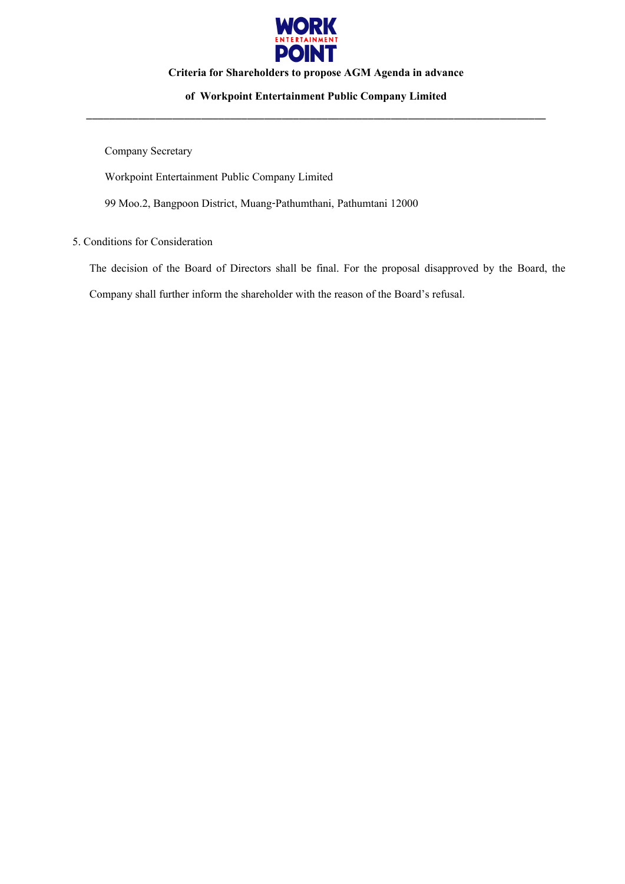**Criteria for Shareholders to propose AGM Agenda in advance**

**of Workpoint Entertainment Public Company Limited**

---

Company Secretary

Workpoint Entertainment Public Company Limited

99 Moo.2, Bangpoon District, Muang-Pathumthani, Pathumtani 12000

5. Conditions for Consideration

The decision of the Board of Directors shall be final. For the proposal disapproved by the Board, the Company shall further inform the shareholder with the reason of the Board's refusal.